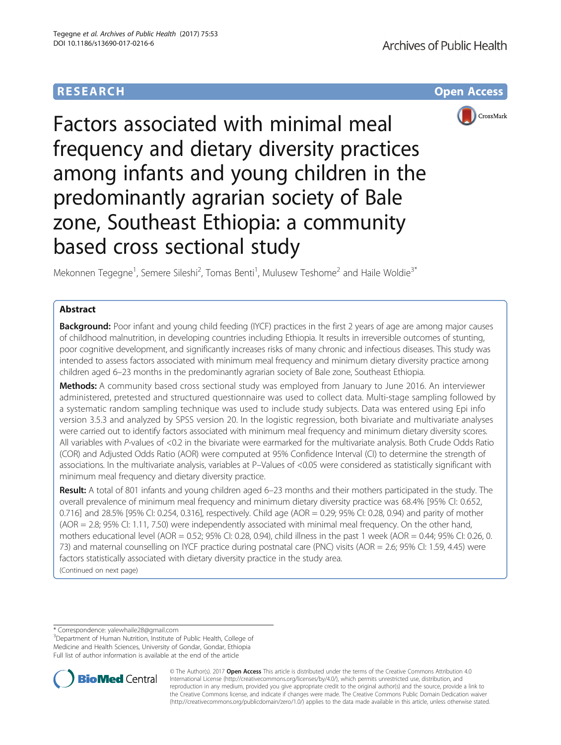RESEARCH Open Access

# Factors associated with minimal meal frequency and dietary diversity practices among infants and young children in the predominantly agrarian society of Bale zone, Southeast Ethiopia: a community based cross sectional study

Mekonnen Tegegne[1], Semere Sileshi[2], Tomas Benti[1], Mulusew Teshome[2] and Haile Woldie[3*]

## Abstract

**Background:** Poor infant and young child feeding (IYCF) practices in the first 2 years of age are among major causes of childhood malnutrition, in developing countries including Ethiopia. It results in irreversible outcomes of stunting, poor cognitive development, and significantly increases risks of many chronic and infectious diseases. This study was intended to assess factors associated with minimum meal frequency and minimum dietary diversity practice among children aged 6–23 months in the predominantly agrarian society of Bale zone, Southeast Ethiopia.

**Methods:** A community based cross sectional study was employed from January to June 2016. An interviewer administered, pretested and structured questionnaire was used to collect data. Multi-stage sampling followed by a systematic random sampling technique was used to include study subjects. Data was entered using Epi info version 3.5.3 and analyzed by SPSS version 20. In the logistic regression, both bivariate and multivariate analyses were carried out to identify factors associated with minimum meal frequency and minimum dietary diversity scores. All variables with *P*-values of <0.2 in the bivariate were earmarked for the multivariate analysis. Both Crude Odds Ratio (COR) and Adjusted Odds Ratio (AOR) were computed at 95% Confidence Interval (CI) to determine the strength of associations. In the multivariate analysis, variables at P–Values of <0.05 were considered as statistically significant with minimum meal frequency and dietary diversity practice.

**Result:** A total of 801 infants and young children aged 6–23 months and their mothers participated in the study. The overall prevalence of minimum meal frequency and minimum dietary diversity practice was 68.4% [95% CI: 0.652, 0.716] and 28.5% [95% CI: 0.254, 0.316], respectively. Child age (AOR = 0.29; 95% CI: 0.28, 0.94) and parity of mother (AOR = 2.8; 95% CI: 1.11, 7.50) were independently associated with minimal meal frequency. On the other hand, mothers educational level (AOR = 0.52; 95% CI: 0.28, 0.94), child illness in the past 1 week (AOR = 0.44; 95% CI: 0.26, 0. 73) and maternal counselling on IYCF practice during postnatal care (PNC) visits (AOR = 2.6; 95% CI: 1.59, 4.45) were factors statistically associated with dietary diversity practice in the study area.

(Continued on next page)

---

\* Correspondence: yalewhaile28@gmail.com

[3]Department of Human Nutrition, Institute of Public Health, College of Medicine and Health Sciences, University of Gondar, Gondar, Ethiopia

Full list of author information is available at the end of the article

© The Author(s). 2017 **Open Access** This article is distributed under the terms of the Creative Commons Attribution 4.0 International License (http://creativecommons.org/licenses/by/4.0/), which permits unrestricted use, distribution, and reproduction in any medium, provided you give appropriate credit to the original author(s) and the source, provide a link to the Creative Commons license, and indicate if changes were made. The Creative Commons Public Domain Dedication waiver (http://creativecommons.org/publicdomain/zero/1.0/) applies to the data made available in this article, unless otherwise stated.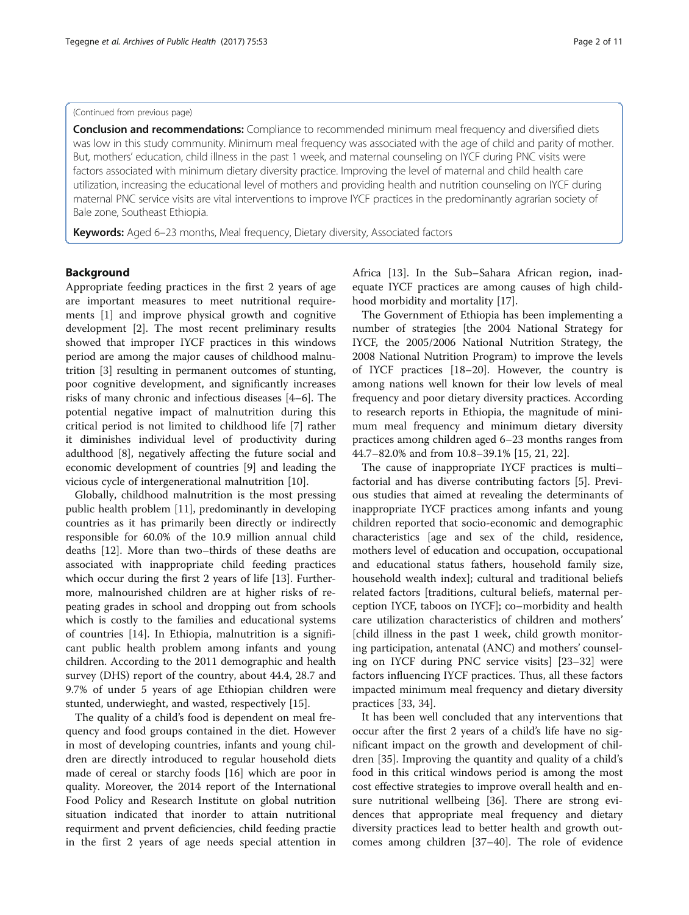(Continued from previous page)

**Conclusion and recommendations:** Compliance to recommended minimum meal frequency and diversified diets was low in this study community. Minimum meal frequency was associated with the age of child and parity of mother. But, mothers' education, child illness in the past 1 week, and maternal counseling on IYCF during PNC visits were factors associated with minimum dietary diversity practice. Improving the level of maternal and child health care utilization, increasing the educational level of mothers and providing health and nutrition counseling on IYCF during maternal PNC service visits are vital interventions to improve IYCF practices in the predominantly agrarian society of Bale zone, Southeast Ethiopia.

**Keywords:** Aged 6–23 months, Meal frequency, Dietary diversity, Associated factors

## Background

Appropriate feeding practices in the first 2 years of age are important measures to meet nutritional requirements [1] and improve physical growth and cognitive development [2]. The most recent preliminary results showed that improper IYCF practices in this windows period are among the major causes of childhood malnutrition [3] resulting in permanent outcomes of stunting, poor cognitive development, and significantly increases risks of many chronic and infectious diseases [4–6]. The potential negative impact of malnutrition during this critical period is not limited to childhood life [7] rather it diminishes individual level of productivity during adulthood [8], negatively affecting the future social and economic development of countries [9] and leading the vicious cycle of intergenerational malnutrition [10].

Globally, childhood malnutrition is the most pressing public health problem [11], predominantly in developing countries as it has primarily been directly or indirectly responsible for 60.0% of the 10.9 million annual child deaths [12]. More than two–thirds of these deaths are associated with inappropriate child feeding practices which occur during the first 2 years of life [13]. Furthermore, malnourished children are at higher risks of repeating grades in school and dropping out from schools which is costly to the families and educational systems of countries [14]. In Ethiopia, malnutrition is a significant public health problem among infants and young children. According to the 2011 demographic and health survey (DHS) report of the country, about 44.4, 28.7 and 9.7% of under 5 years of age Ethiopian children were stunted, underwieght, and wasted, respectively [15].

The quality of a child's food is dependent on meal frequency and food groups contained in the diet. However in most of developing countries, infants and young children are directly introduced to regular household diets made of cereal or starchy foods [16] which are poor in quality. Moreover, the 2014 report of the International Food Policy and Research Institute on global nutrition situation indicated that inorder to attain nutritional requirment and prvent deficiencies, child feeding practie in the first 2 years of age needs special attention in Africa [13]. In the Sub–Sahara African region, inadequate IYCF practices are among causes of high childhood morbidity and mortality [17].

The Government of Ethiopia has been implementing a number of strategies [the 2004 National Strategy for IYCF, the 2005/2006 National Nutrition Strategy, the 2008 National Nutrition Program) to improve the levels of IYCF practices [18–20]. However, the country is among nations well known for their low levels of meal frequency and poor dietary diversity practices. According to research reports in Ethiopia, the magnitude of minimum meal frequency and minimum dietary diversity practices among children aged 6–23 months ranges from 44.7–82.0% and from 10.8–39.1% [15, 21, 22].

The cause of inappropriate IYCF practices is multi–factorial and has diverse contributing factors [5]. Previous studies that aimed at revealing the determinants of inappropriate IYCF practices among infants and young children reported that socio-economic and demographic characteristics [age and sex of the child, residence, mothers level of education and occupation, occupational and educational status fathers, household family size, household wealth index]; cultural and traditional beliefs related factors [traditions, cultural beliefs, maternal perception IYCF, taboos on IYCF]; co–morbidity and health care utilization characteristics of children and mothers' [child illness in the past 1 week, child growth monitoring participation, antenatal (ANC) and mothers' counseling on IYCF during PNC service visits] [23–32] were factors influencing IYCF practices. Thus, all these factors impacted minimum meal frequency and dietary diversity practices [33, 34].

It has been well concluded that any interventions that occur after the first 2 years of a child's life have no significant impact on the growth and development of children [35]. Improving the quantity and quality of a child's food in this critical windows period is among the most cost effective strategies to improve overall health and ensure nutritional wellbeing [36]. There are strong evidences that appropriate meal frequency and dietary diversity practices lead to better health and growth outcomes among children [37–40]. The role of evidence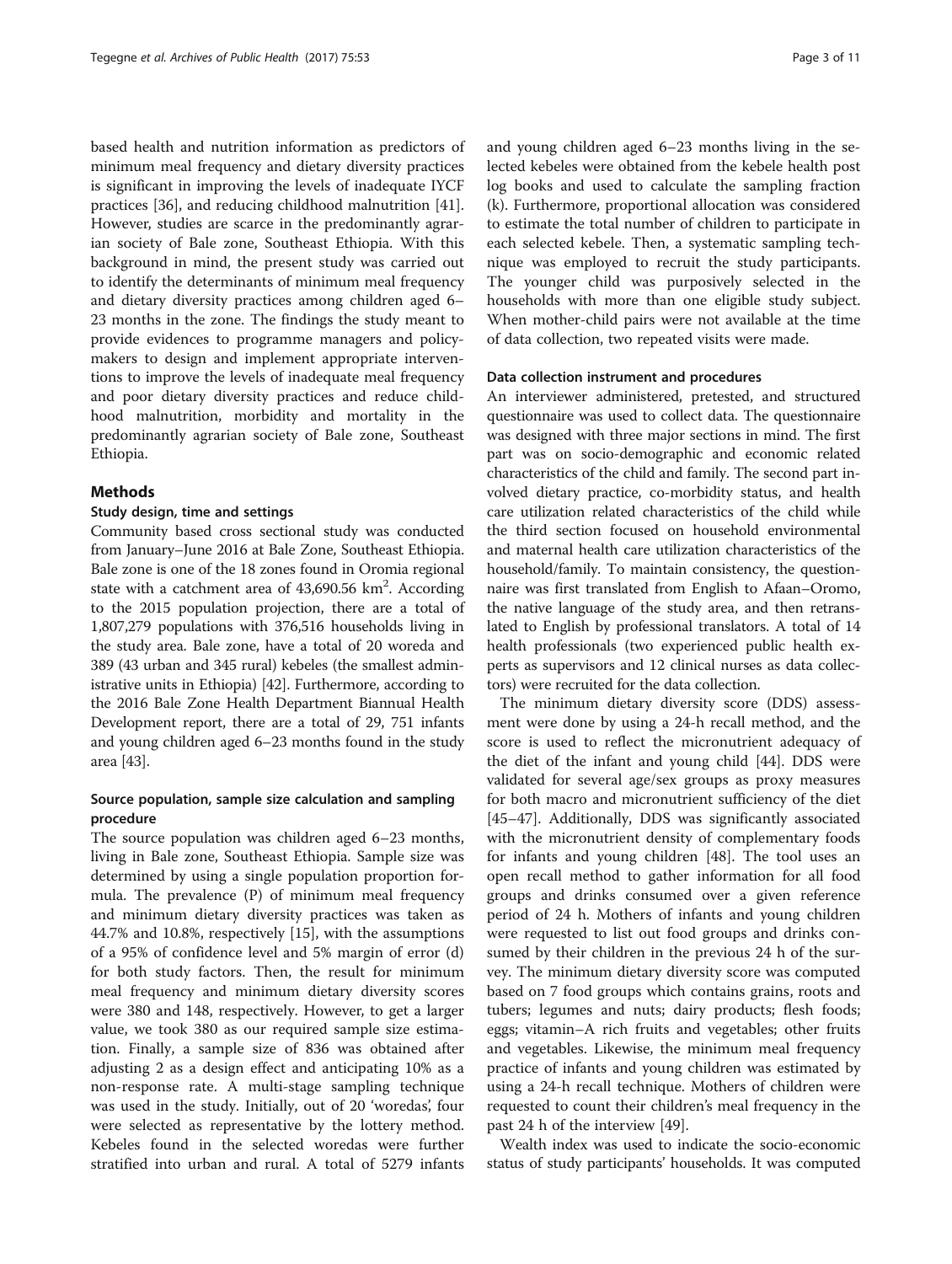based health and nutrition information as predictors of minimum meal frequency and dietary diversity practices is significant in improving the levels of inadequate IYCF practices [36], and reducing childhood malnutrition [41]. However, studies are scarce in the predominantly agrarian society of Bale zone, Southeast Ethiopia. With this background in mind, the present study was carried out to identify the determinants of minimum meal frequency and dietary diversity practices among children aged 6–23 months in the zone. The findings the study meant to provide evidences to programme managers and policy-makers to design and implement appropriate interventions to improve the levels of inadequate meal frequency and poor dietary diversity practices and reduce childhood malnutrition, morbidity and mortality in the predominantly agrarian society of Bale zone, Southeast Ethiopia.

## Methods

### Study design, time and settings

Community based cross sectional study was conducted from January–June 2016 at Bale Zone, Southeast Ethiopia. Bale zone is one of the 18 zones found in Oromia regional state with a catchment area of 43,690.56 km$^2$. According to the 2015 population projection, there are a total of 1,807,279 populations with 376,516 households living in the study area. Bale zone, have a total of 20 woreda and 389 (43 urban and 345 rural) kebeles (the smallest administrative units in Ethiopia) [42]. Furthermore, according to the 2016 Bale Zone Health Department Biannual Health Development report, there are a total of 29, 751 infants and young children aged 6–23 months found in the study area [43].

### Source population, sample size calculation and sampling procedure

The source population was children aged 6–23 months, living in Bale zone, Southeast Ethiopia. Sample size was determined by using a single population proportion formula. The prevalence (P) of minimum meal frequency and minimum dietary diversity practices was taken as 44.7% and 10.8%, respectively [15], with the assumptions of a 95% of confidence level and 5% margin of error (d) for both study factors. Then, the result for minimum meal frequency and minimum dietary diversity scores were 380 and 148, respectively. However, to get a larger value, we took 380 as our required sample size estimation. Finally, a sample size of 836 was obtained after adjusting 2 as a design effect and anticipating 10% as a non-response rate. A multi-stage sampling technique was used in the study. Initially, out of 20 'woredas', four were selected as representative by the lottery method. Kebeles found in the selected woredas were further stratified into urban and rural. A total of 5279 infants and young children aged 6–23 months living in the selected kebeles were obtained from the kebele health post log books and used to calculate the sampling fraction (k). Furthermore, proportional allocation was considered to estimate the total number of children to participate in each selected kebele. Then, a systematic sampling technique was employed to recruit the study participants. The younger child was purposively selected in the households with more than one eligible study subject. When mother-child pairs were not available at the time of data collection, two repeated visits were made.

### Data collection instrument and procedures

An interviewer administered, pretested, and structured questionnaire was used to collect data. The questionnaire was designed with three major sections in mind. The first part was on socio-demographic and economic related characteristics of the child and family. The second part involved dietary practice, co-morbidity status, and health care utilization related characteristics of the child while the third section focused on household environmental and maternal health care utilization characteristics of the household/family. To maintain consistency, the questionnaire was first translated from English to Afaan–Oromo, the native language of the study area, and then retranslated to English by professional translators. A total of 14 health professionals (two experienced public health experts as supervisors and 12 clinical nurses as data collectors) were recruited for the data collection.

The minimum dietary diversity score (DDS) assessment were done by using a 24-h recall method, and the score is used to reflect the micronutrient adequacy of the diet of the infant and young child [44]. DDS were validated for several age/sex groups as proxy measures for both macro and micronutrient sufficiency of the diet [45–47]. Additionally, DDS was significantly associated with the micronutrient density of complementary foods for infants and young children [48]. The tool uses an open recall method to gather information for all food groups and drinks consumed over a given reference period of 24 h. Mothers of infants and young children were requested to list out food groups and drinks consumed by their children in the previous 24 h of the survey. The minimum dietary diversity score was computed based on 7 food groups which contains grains, roots and tubers; legumes and nuts; dairy products; flesh foods; eggs; vitamin–A rich fruits and vegetables; other fruits and vegetables. Likewise, the minimum meal frequency practice of infants and young children was estimated by using a 24-h recall technique. Mothers of children were requested to count their children's meal frequency in the past 24 h of the interview [49].

Wealth index was used to indicate the socio-economic status of study participants' households. It was computed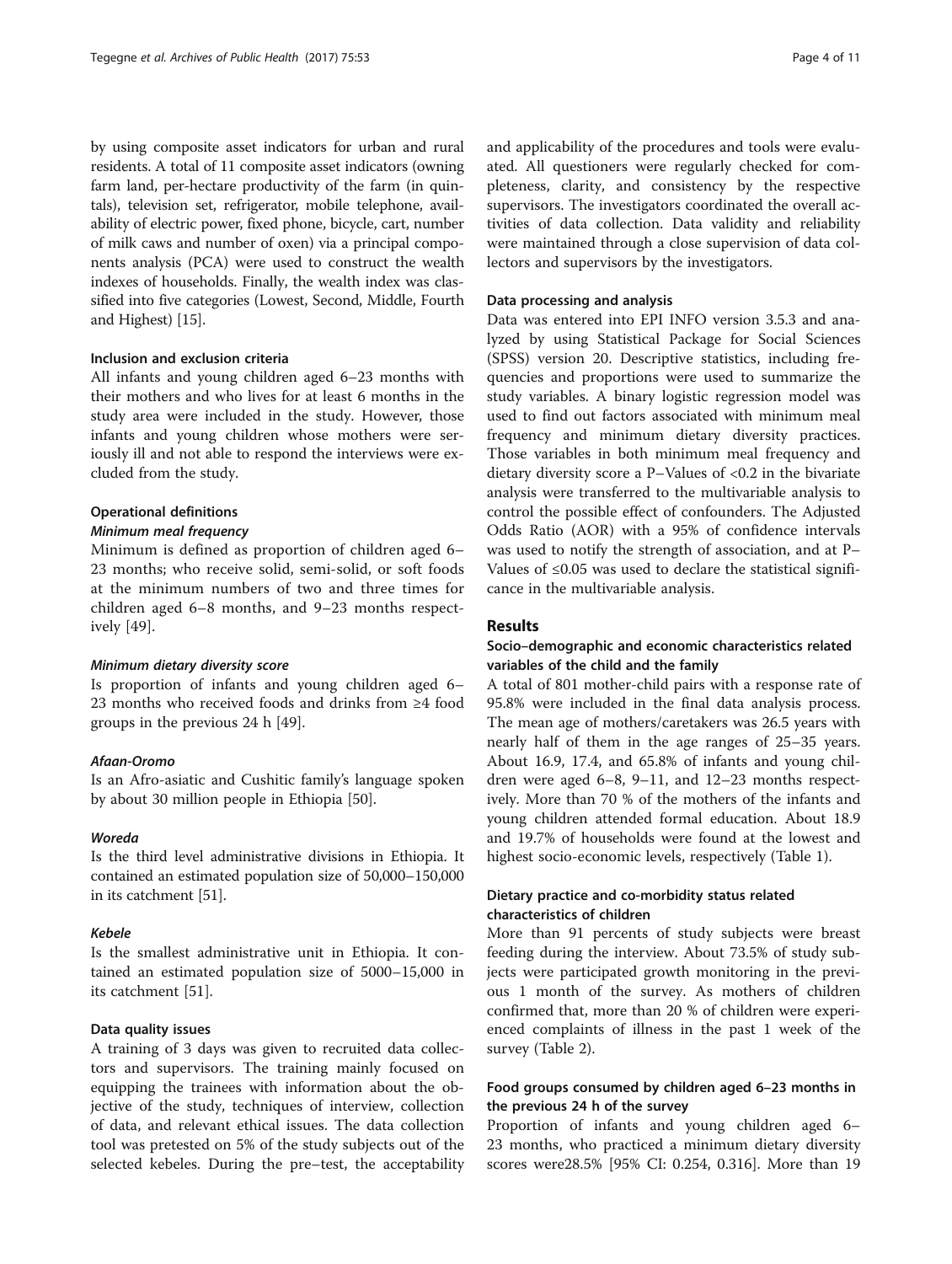by using composite asset indicators for urban and rural residents. A total of 11 composite asset indicators (owning farm land, per-hectare productivity of the farm (in quintals), television set, refrigerator, mobile telephone, availability of electric power, fixed phone, bicycle, cart, number of milk caws and number of oxen) via a principal components analysis (PCA) were used to construct the wealth indexes of households. Finally, the wealth index was classified into five categories (Lowest, Second, Middle, Fourth and Highest) [15].

### Inclusion and exclusion criteria

All infants and young children aged 6–23 months with their mothers and who lives for at least 6 months in the study area were included in the study. However, those infants and young children whose mothers were seriously ill and not able to respond the interviews were excluded from the study.

### Operational definitions

#### *Minimum meal frequency*

Minimum is defined as proportion of children aged 6–23 months; who receive solid, semi-solid, or soft foods at the minimum numbers of two and three times for children aged 6–8 months, and 9–23 months respectively [49].

#### *Minimum dietary diversity score*

Is proportion of infants and young children aged 6–23 months who received foods and drinks from ≥4 food groups in the previous 24 h [49].

#### *Afaan-Oromo*

Is an Afro-asiatic and Cushitic family's language spoken by about 30 million people in Ethiopia [50].

#### *Woreda*

Is the third level administrative divisions in Ethiopia. It contained an estimated population size of 50,000–150,000 in its catchment [51].

#### *Kebele*

Is the smallest administrative unit in Ethiopia. It contained an estimated population size of 5000–15,000 in its catchment [51].

### Data quality issues

A training of 3 days was given to recruited data collectors and supervisors. The training mainly focused on equipping the trainees with information about the objective of the study, techniques of interview, collection of data, and relevant ethical issues. The data collection tool was pretested on 5% of the study subjects out of the selected kebeles. During the pre–test, the acceptability and applicability of the procedures and tools were evaluated. All questioners were regularly checked for completeness, clarity, and consistency by the respective supervisors. The investigators coordinated the overall activities of data collection. Data validity and reliability were maintained through a close supervision of data collectors and supervisors by the investigators.

### Data processing and analysis

Data was entered into EPI INFO version 3.5.3 and analyzed by using Statistical Package for Social Sciences (SPSS) version 20. Descriptive statistics, including frequencies and proportions were used to summarize the study variables. A binary logistic regression model was used to find out factors associated with minimum meal frequency and minimum dietary diversity practices. Those variables in both minimum meal frequency and dietary diversity score a P–Values of <0.2 in the bivariate analysis were transferred to the multivariable analysis to control the possible effect of confounders. The Adjusted Odds Ratio (AOR) with a 95% of confidence intervals was used to notify the strength of association, and at P–Values of ≤0.05 was used to declare the statistical significance in the multivariable analysis.

## Results

### Socio–demographic and economic characteristics related variables of the child and the family

A total of 801 mother-child pairs with a response rate of 95.8% were included in the final data analysis process. The mean age of mothers/caretakers was 26.5 years with nearly half of them in the age ranges of 25–35 years. About 16.9, 17.4, and 65.8% of infants and young children were aged 6–8, 9–11, and 12–23 months respectively. More than 70 % of the mothers of the infants and young children attended formal education. About 18.9 and 19.7% of households were found at the lowest and highest socio-economic levels, respectively (Table 1).

### Dietary practice and co-morbidity status related characteristics of children

More than 91 percents of study subjects were breast feeding during the interview. About 73.5% of study subjects were participated growth monitoring in the previous 1 month of the survey. As mothers of children confirmed that, more than 20 % of children were experienced complaints of illness in the past 1 week of the survey (Table 2).

### Food groups consumed by children aged 6–23 months in the previous 24 h of the survey

Proportion of infants and young children aged 6–23 months, who practiced a minimum dietary diversity scores were28.5% [95% CI: 0.254, 0.316]. More than 19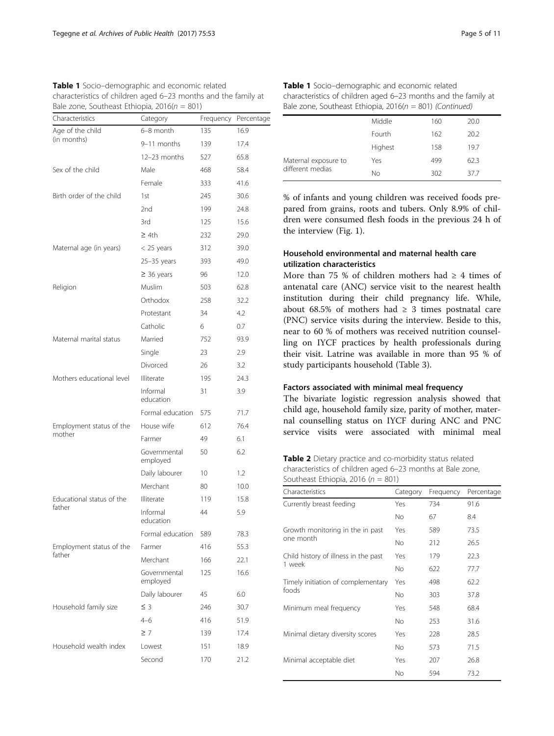**Table 1** Socio–demographic and economic related characteristics of children aged 6–23 months and the family at Bale zone, Southeast Ethiopia, 2016($n$ = 801)

| Characteristics | Category | Frequency | Percentage |
|---|---|---|---|
| Age of the child (in months) | 6–8 month | 135 | 16.9 |
| | 9–11 months | 139 | 17.4 |
| | 12–23 months | 527 | 65.8 |
| Sex of the child | Male | 468 | 58.4 |
| | Female | 333 | 41.6 |
| Birth order of the child | 1st | 245 | 30.6 |
| | 2nd | 199 | 24.8 |
| | 3rd | 125 | 15.6 |
| | ≥ 4th | 232 | 29.0 |
| Maternal age (in years) | < 25 years | 312 | 39.0 |
| | 25–35 years | 393 | 49.0 |
| | ≥ 36 years | 96 | 12.0 |
| Religion | Muslim | 503 | 62.8 |
| | Orthodox | 258 | 32.2 |
| | Protestant | 34 | 4.2 |
| | Catholic | 6 | 0.7 |
| Maternal marital status | Married | 752 | 93.9 |
| | Single | 23 | 2.9 |
| | Divorced | 26 | 3.2 |
| Mothers educational level | Illiterate | 195 | 24.3 |
| | Informal education | 31 | 3.9 |
| | Formal education | 575 | 71.7 |
| Employment status of the mother | House wife | 612 | 76.4 |
| | Farmer | 49 | 6.1 |
| | Governmental employed | 50 | 6.2 |
| | Daily labourer | 10 | 1.2 |
| | Merchant | 80 | 10.0 |
| Educational status of the father | Illiterate | 119 | 15.8 |
| | Informal education | 44 | 5.9 |
| | Formal education | 589 | 78.3 |
| Employment status of the father | Farmer | 416 | 55.3 |
| | Merchant | 166 | 22.1 |
| | Governmental employed | 125 | 16.6 |
| | Daily labourer | 45 | 6.0 |
| Household family size | ≤ 3 | 246 | 30.7 |
| | 4–6 | 416 | 51.9 |
| | ≥ 7 | 139 | 17.4 |
| Household wealth index | Lowest | 151 | 18.9 |
| | Second | 170 | 21.2 |
| | Middle | 160 | 20.0 |
| | Fourth | 162 | 20.2 |
| | Highest | 158 | 19.7 |
| Maternal exposure to different medias | Yes | 499 | 62.3 |
| | No | 302 | 37.7 |

% of infants and young children was received foods prepared from grains, roots and tubers. Only 8.9% of children were consumed flesh foods in the previous 24 h of the interview (Fig. 1).

### Household environmental and maternal health care utilization characteristics

More than 75 % of children mothers had ≥ 4 times of antenatal care (ANC) service visit to the nearest health institution during their child pregnancy life. While, about 68.5% of mothers had ≥ 3 times postnatal care (PNC) service visits during the interview. Beside to this, near to 60 % of mothers was received nutrition counselling on IYCF practices by health professionals during their visit. Latrine was available in more than 95 % of study participants household (Table 3).

### Factors associated with minimal meal frequency

The bivariate logistic regression analysis showed that child age, household family size, parity of mother, maternal counselling status on IYCF during ANC and PNC service visits were associated with minimal meal

**Table 2** Dietary practice and co-morbidity status related characteristics of children aged 6–23 months at Bale zone, Southeast Ethiopia, 2016 ($n$ = 801)

| Characteristics | Category | Frequency | Percentage |
|---|---|---|---|
| Currently breast feeding | Yes | 734 | 91.6 |
| | No | 67 | 8.4 |
| Growth monitoring in the in past one month | Yes | 589 | 73.5 |
| | No | 212 | 26.5 |
| Child history of illness in the past 1 week | Yes | 179 | 22.3 |
| | No | 622 | 77.7 |
| Timely initiation of complementary foods | Yes | 498 | 62.2 |
| | No | 303 | 37.8 |
| Minimum meal frequency | Yes | 548 | 68.4 |
| | No | 253 | 31.6 |
| Minimal dietary diversity scores | Yes | 228 | 28.5 |
| | No | 573 | 71.5 |
| Minimal acceptable diet | Yes | 207 | 26.8 |
| | No | 594 | 73.2 |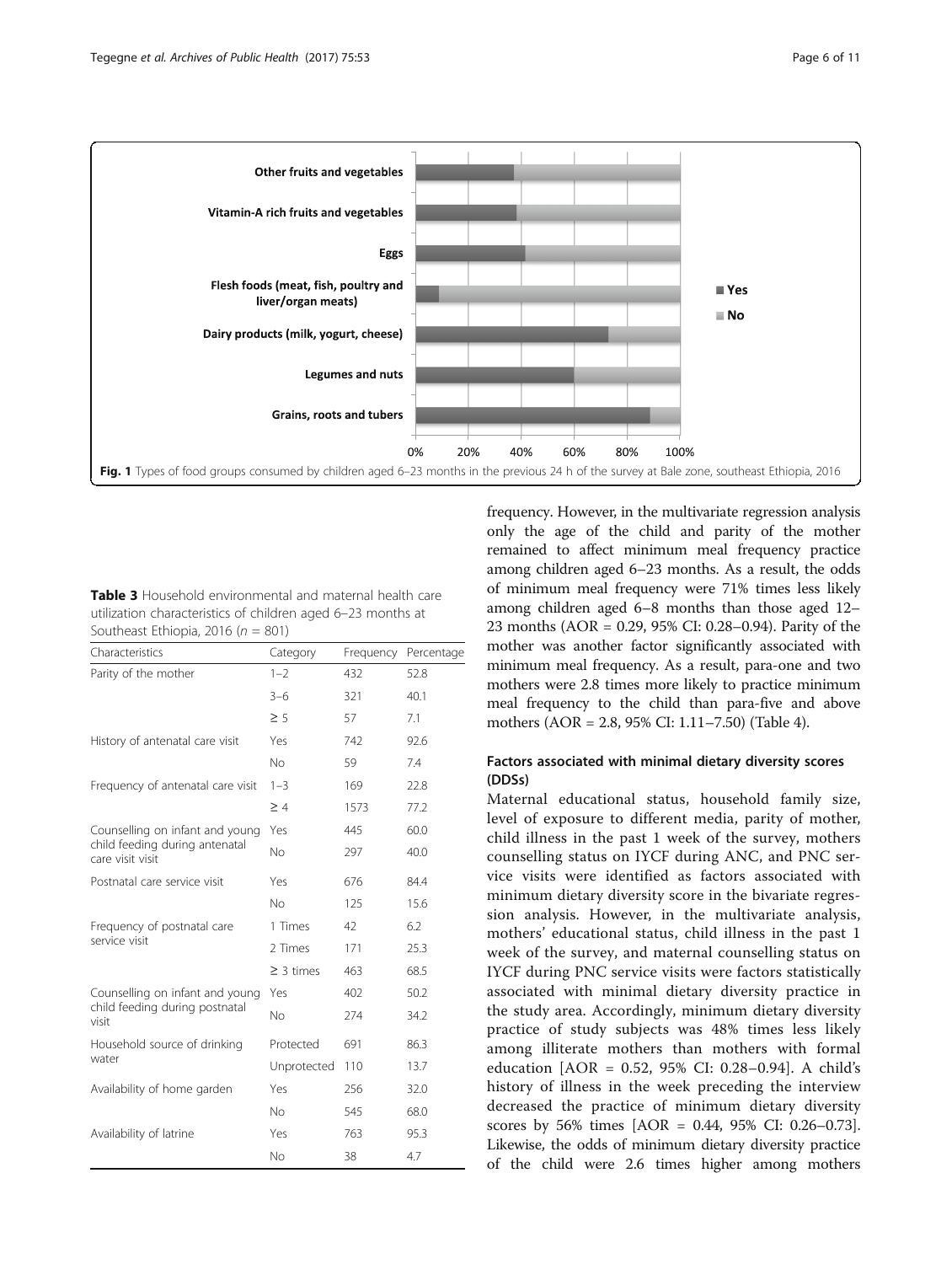**Fig. 1** Types of food groups consumed by children aged 6–23 months in the previous 24 h of the survey at Bale zone, southeast Ethiopia, 2016

**Table 3** Household environmental and maternal health care utilization characteristics of children aged 6–23 months at Southeast Ethiopia, 2016 ($n$ = 801)

| Characteristics | Category | Frequency | Percentage |
|---|---|---|---|
| Parity of the mother | 1–2 | 432 | 52.8 |
| | 3–6 | 321 | 40.1 |
| | ≥ 5 | 57 | 7.1 |
| History of antenatal care visit | Yes | 742 | 92.6 |
| | No | 59 | 7.4 |
| Frequency of antenatal care visit | 1–3 | 169 | 22.8 |
| | ≥ 4 | 1573 | 77.2 |
| Counselling on infant and young child feeding during antenatal care visit visit | Yes | 445 | 60.0 |
| | No | 297 | 40.0 |
| Postnatal care service visit | Yes | 676 | 84.4 |
| | No | 125 | 15.6 |
| Frequency of postnatal care service visit | 1 Times | 42 | 6.2 |
| | 2 Times | 171 | 25.3 |
| | ≥ 3 times | 463 | 68.5 |
| Counselling on infant and young child feeding during postnatal visit | Yes | 402 | 50.2 |
| | No | 274 | 34.2 |
| Household source of drinking water | Protected | 691 | 86.3 |
| | Unprotected | 110 | 13.7 |
| Availability of home garden | Yes | 256 | 32.0 |
| | No | 545 | 68.0 |
| Availability of latrine | Yes | 763 | 95.3 |
| | No | 38 | 4.7 |

frequency. However, in the multivariate regression analysis only the age of the child and parity of the mother remained to affect minimum meal frequency practice among children aged 6–23 months. As a result, the odds of minimum meal frequency were 71% times less likely among children aged 6–8 months than those aged 12–23 months (AOR = 0.29, 95% CI: 0.28–0.94). Parity of the mother was another factor significantly associated with minimum meal frequency. As a result, para-one and two mothers were 2.8 times more likely to practice minimum meal frequency to the child than para-five and above mothers (AOR = 2.8, 95% CI: 1.11–7.50) (Table 4).

### Factors associated with minimal dietary diversity scores (DDSs)

Maternal educational status, household family size, level of exposure to different media, parity of mother, child illness in the past 1 week of the survey, mothers counselling status on IYCF during ANC, and PNC service visits were identified as factors associated with minimum dietary diversity score in the bivariate regression analysis. However, in the multivariate analysis, mothers' educational status, child illness in the past 1 week of the survey, and maternal counselling status on IYCF during PNC service visits were factors statistically associated with minimal dietary diversity practice in the study area. Accordingly, minimum dietary diversity practice of study subjects was 48% times less likely among illiterate mothers than mothers with formal education [AOR = 0.52, 95% CI: 0.28–0.94]. A child's history of illness in the week preceding the interview decreased the practice of minimum dietary diversity scores by 56% times [AOR = 0.44, 95% CI: 0.26–0.73]. Likewise, the odds of minimum dietary diversity practice of the child were 2.6 times higher among mothers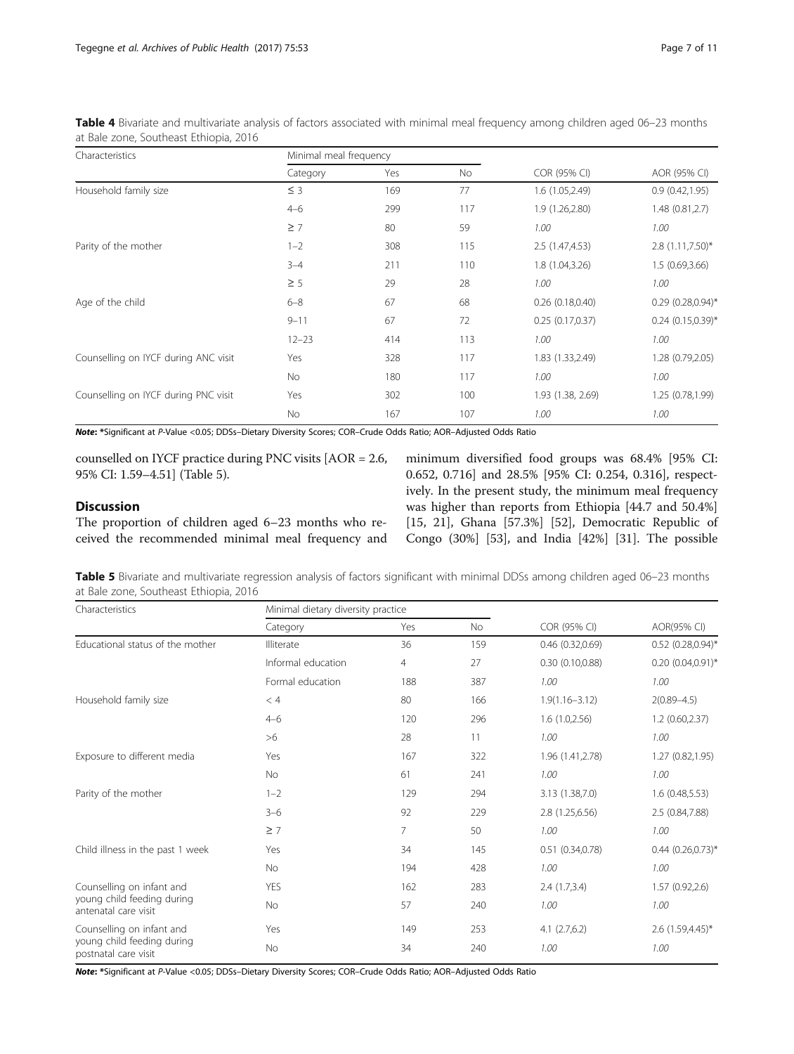**Table 4** Bivariate and multivariate analysis of factors associated with minimal meal frequency among children aged 06–23 months at Bale zone, Southeast Ethiopia, 2016

| Characteristics | Minimal meal frequency | | | | |
|---|---|---|---|---|---|
| | Category | Yes | No | COR (95% CI) | AOR (95% CI) |
| Household family size | ≤ 3 | 169 | 77 | 1.6 (1.05,2.49) | 0.9 (0.42,1.95) |
| | 4–6 | 299 | 117 | 1.9 (1.26,2.80) | 1.48 (0.81,2.7) |
| | ≥ 7 | 80 | 59 | *1.00* | *1.00* |
| Parity of the mother | 1–2 | 308 | 115 | 2.5 (1.47,4.53) | 2.8 (1.11,7.50)* |
| | 3–4 | 211 | 110 | 1.8 (1.04,3.26) | 1.5 (0.69,3.66) |
| | ≥ 5 | 29 | 28 | *1.00* | *1.00* |
| Age of the child | 6–8 | 67 | 68 | 0.26 (0.18,0.40) | 0.29 (0.28,0.94)* |
| | 9–11 | 67 | 72 | 0.25 (0.17,0.37) | 0.24 (0.15,0.39)* |
| | 12–23 | 414 | 113 | *1.00* | *1.00* |
| Counselling on IYCF during ANC visit | Yes | 328 | 117 | 1.83 (1.33,2.49) | 1.28 (0.79,2.05) |
| | No | 180 | 117 | *1.00* | *1.00* |
| Counselling on IYCF during PNC visit | Yes | 302 | 100 | 1.93 (1.38, 2.69) | 1.25 (0.78,1.99) |
| | No | 167 | 107 | *1.00* | *1.00* |

***Note:*** *Significant at *P*-Value <0.05; DDSs–Dietary Diversity Scores; COR–Crude Odds Ratio; AOR–Adjusted Odds Ratio

counselled on IYCF practice during PNC visits [AOR = 2.6, 95% CI: 1.59–4.51] (Table 5).

## Discussion

The proportion of children aged 6–23 months who received the recommended minimal meal frequency and minimum diversified food groups was 68.4% [95% CI: 0.652, 0.716] and 28.5% [95% CI: 0.254, 0.316], respectively. In the present study, the minimum meal frequency was higher than reports from Ethiopia [44.7 and 50.4%] [15, 21], Ghana [57.3%] [52], Democratic Republic of Congo (30%] [53], and India [42%] [31]. The possible

**Table 5** Bivariate and multivariate regression analysis of factors significant with minimal DDSs among children aged 06–23 months at Bale zone, Southeast Ethiopia, 2016

| Characteristics | Minimal dietary diversity practice | | | | |
|---|---|---|---|---|---|
| | Category | Yes | No | COR (95% CI) | AOR(95% CI) |
| Educational status of the mother | Illiterate | 36 | 159 | 0.46 (0.32,0.69) | 0.52 (0.28,0.94)* |
| | Informal education | 4 | 27 | 0.30 (0.10,0.88) | 0.20 (0.04,0.91)* |
| | Formal education | 188 | 387 | *1.00* | *1.00* |
| Household family size | < 4 | 80 | 166 | 1.9(1.16–3.12) | 2(0.89–4.5) |
| | 4–6 | 120 | 296 | 1.6 (1.0,2.56) | 1.2 (0.60,2.37) |
| | >6 | 28 | 11 | *1.00* | *1.00* |
| Exposure to different media | Yes | 167 | 322 | 1.96 (1.41,2.78) | 1.27 (0.82,1.95) |
| | No | 61 | 241 | *1.00* | *1.00* |
| Parity of the mother | 1–2 | 129 | 294 | 3.13 (1.38,7.0) | 1.6 (0.48,5.53) |
| | 3–6 | 92 | 229 | 2.8 (1.25,6.56) | 2.5 (0.84,7.88) |
| | ≥ 7 | 7 | 50 | *1.00* | *1.00* |
| Child illness in the past 1 week | Yes | 34 | 145 | 0.51 (0.34,0.78) | 0.44 (0.26,0.73)* |
| | No | 194 | 428 | *1.00* | *1.00* |
| Counselling on infant and young child feeding during antenatal care visit | YES | 162 | 283 | 2.4 (1.7,3.4) | 1.57 (0.92,2.6) |
| | No | 57 | 240 | *1.00* | *1.00* |
| Counselling on infant and young child feeding during postnatal care visit | Yes | 149 | 253 | 4.1 (2.7,6.2) | 2.6 (1.59,4.45)* |
| | No | 34 | 240 | *1.00* | *1.00* |

***Note:*** *Significant at *P*-Value <0.05; DDSs–Dietary Diversity Scores; COR–Crude Odds Ratio; AOR–Adjusted Odds Ratio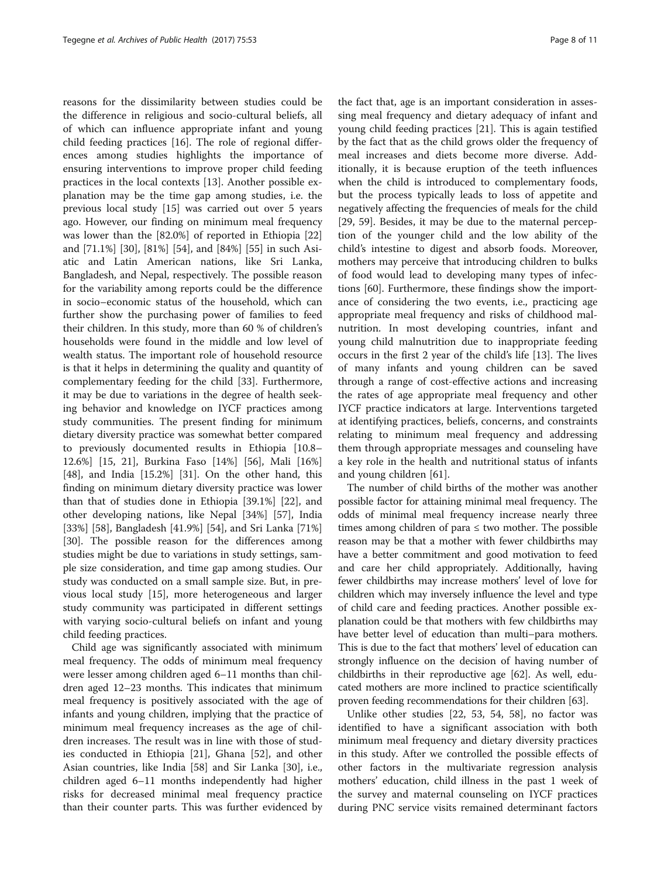reasons for the dissimilarity between studies could be the difference in religious and socio-cultural beliefs, all of which can influence appropriate infant and young child feeding practices [16]. The role of regional differences among studies highlights the importance of ensuring interventions to improve proper child feeding practices in the local contexts [13]. Another possible explanation may be the time gap among studies, i.e. the previous local study [15] was carried out over 5 years ago. However, our finding on minimum meal frequency was lower than the [82.0%] of reported in Ethiopia [22] and [71.1%] [30], [81%] [54], and [84%] [55] in such Asiatic and Latin American nations, like Sri Lanka, Bangladesh, and Nepal, respectively. The possible reason for the variability among reports could be the difference in socio–economic status of the household, which can further show the purchasing power of families to feed their children. In this study, more than 60 % of children's households were found in the middle and low level of wealth status. The important role of household resource is that it helps in determining the quality and quantity of complementary feeding for the child [33]. Furthermore, it may be due to variations in the degree of health seeking behavior and knowledge on IYCF practices among study communities. The present finding for minimum dietary diversity practice was somewhat better compared to previously documented results in Ethiopia [10.8–12.6%] [15, 21], Burkina Faso [14%] [56], Mali [16%] [48], and India [15.2%] [31]. On the other hand, this finding on minimum dietary diversity practice was lower than that of studies done in Ethiopia [39.1%] [22], and other developing nations, like Nepal [34%] [57], India [33%] [58], Bangladesh [41.9%] [54], and Sri Lanka [71%] [30]. The possible reason for the differences among studies might be due to variations in study settings, sample size consideration, and time gap among studies. Our study was conducted on a small sample size. But, in previous local study [15], more heterogeneous and larger study community was participated in different settings with varying socio-cultural beliefs on infant and young child feeding practices.

Child age was significantly associated with minimum meal frequency. The odds of minimum meal frequency were lesser among children aged 6–11 months than children aged 12–23 months. This indicates that minimum meal frequency is positively associated with the age of infants and young children, implying that the practice of minimum meal frequency increases as the age of children increases. The result was in line with those of studies conducted in Ethiopia [21], Ghana [52], and other Asian countries, like India [58] and Sir Lanka [30], i.e., children aged 6–11 months independently had higher risks for decreased minimal meal frequency practice than their counter parts. This was further evidenced by the fact that, age is an important consideration in assessing meal frequency and dietary adequacy of infant and young child feeding practices [21]. This is again testified by the fact that as the child grows older the frequency of meal increases and diets become more diverse. Additionally, it is because eruption of the teeth influences when the child is introduced to complementary foods, but the process typically leads to loss of appetite and negatively affecting the frequencies of meals for the child [29, 59]. Besides, it may be due to the maternal perception of the younger child and the low ability of the child's intestine to digest and absorb foods. Moreover, mothers may perceive that introducing children to bulks of food would lead to developing many types of infections [60]. Furthermore, these findings show the importance of considering the two events, i.e., practicing age appropriate meal frequency and risks of childhood malnutrition. In most developing countries, infant and young child malnutrition due to inappropriate feeding occurs in the first 2 year of the child's life [13]. The lives of many infants and young children can be saved through a range of cost-effective actions and increasing the rates of age appropriate meal frequency and other IYCF practice indicators at large. Interventions targeted at identifying practices, beliefs, concerns, and constraints relating to minimum meal frequency and addressing them through appropriate messages and counseling have a key role in the health and nutritional status of infants and young children [61].

The number of child births of the mother was another possible factor for attaining minimal meal frequency. The odds of minimal meal frequency increase nearly three times among children of para ≤ two mother. The possible reason may be that a mother with fewer childbirths may have a better commitment and good motivation to feed and care her child appropriately. Additionally, having fewer childbirths may increase mothers' level of love for children which may inversely influence the level and type of child care and feeding practices. Another possible explanation could be that mothers with few childbirths may have better level of education than multi–para mothers. This is due to the fact that mothers' level of education can strongly influence on the decision of having number of childbirths in their reproductive age [62]. As well, educated mothers are more inclined to practice scientifically proven feeding recommendations for their children [63].

Unlike other studies [22, 53, 54, 58], no factor was identified to have a significant association with both minimum meal frequency and dietary diversity practices in this study. After we controlled the possible effects of other factors in the multivariate regression analysis mothers' education, child illness in the past 1 week of the survey and maternal counseling on IYCF practices during PNC service visits remained determinant factors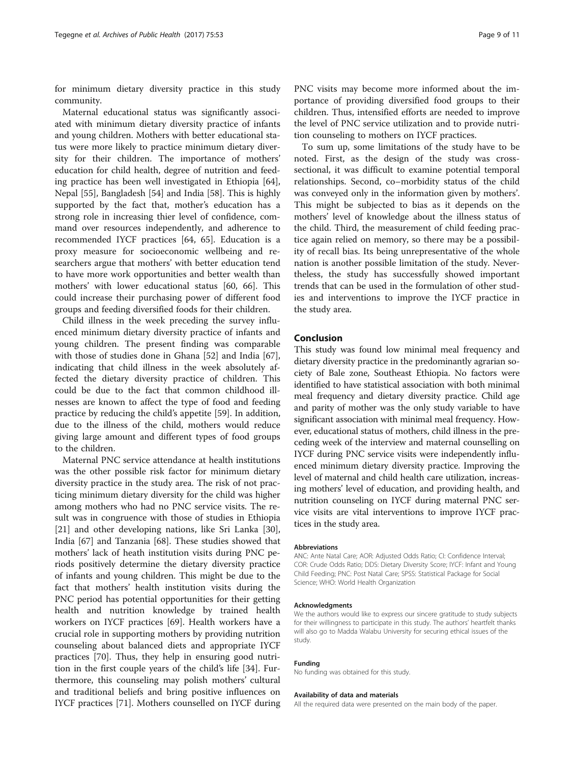for minimum dietary diversity practice in this study community.

Maternal educational status was significantly associated with minimum dietary diversity practice of infants and young children. Mothers with better educational status were more likely to practice minimum dietary diversity for their children. The importance of mothers' education for child health, degree of nutrition and feeding practice has been well investigated in Ethiopia [64], Nepal [55], Bangladesh [54] and India [58]. This is highly supported by the fact that, mother's education has a strong role in increasing thier level of confidence, command over resources independently, and adherence to recommended IYCF practices [64, 65]. Education is a proxy measure for socioeconomic wellbeing and researchers argue that mothers' with better education tend to have more work opportunities and better wealth than mothers' with lower educational status [60, 66]. This could increase their purchasing power of different food groups and feeding diversified foods for their children.

Child illness in the week preceding the survey influenced minimum dietary diversity practice of infants and young children. The present finding was comparable with those of studies done in Ghana [52] and India [67], indicating that child illness in the week absolutely affected the dietary diversity practice of children. This could be due to the fact that common childhood illnesses are known to affect the type of food and feeding practice by reducing the child's appetite [59]. In addition, due to the illness of the child, mothers would reduce giving large amount and different types of food groups to the children.

Maternal PNC service attendance at health institutions was the other possible risk factor for minimum dietary diversity practice in the study area. The risk of not practicing minimum dietary diversity for the child was higher among mothers who had no PNC service visits. The result was in congruence with those of studies in Ethiopia [21] and other developing nations, like Sri Lanka [30], India [67] and Tanzania [68]. These studies showed that mothers' lack of heath institution visits during PNC periods positively determine the dietary diversity practice of infants and young children. This might be due to the fact that mothers' health institution visits during the PNC period has potential opportunities for their getting health and nutrition knowledge by trained health workers on IYCF practices [69]. Health workers have a crucial role in supporting mothers by providing nutrition counseling about balanced diets and appropriate IYCF practices [70]. Thus, they help in ensuring good nutrition in the first couple years of the child's life [34]. Furthermore, this counseling may polish mothers' cultural and traditional beliefs and bring positive influences on IYCF practices [71]. Mothers counselled on IYCF during PNC visits may become more informed about the importance of providing diversified food groups to their children. Thus, intensified efforts are needed to improve the level of PNC service utilization and to provide nutrition counseling to mothers on IYCF practices.

To sum up, some limitations of the study have to be noted. First, as the design of the study was cross-sectional, it was difficult to examine potential temporal relationships. Second, co–morbidity status of the child was conveyed only in the information given by mothers'. This might be subjected to bias as it depends on the mothers' level of knowledge about the illness status of the child. Third, the measurement of child feeding practice again relied on memory, so there may be a possibility of recall bias. Its being unrepresentative of the whole nation is another possible limitation of the study. Nevertheless, the study has successfully showed important trends that can be used in the formulation of other studies and interventions to improve the IYCF practice in the study area.

## Conclusion

This study was found low minimal meal frequency and dietary diversity practice in the predominantly agrarian society of Bale zone, Southeast Ethiopia. No factors were identified to have statistical association with both minimal meal frequency and dietary diversity practice. Child age and parity of mother was the only study variable to have significant association with minimal meal frequency. However, educational status of mothers, child illness in the preceding week of the interview and maternal counselling on IYCF during PNC service visits were independently influenced minimum dietary diversity practice. Improving the level of maternal and child health care utilization, increasing mothers' level of education, and providing health, and nutrition counseling on IYCF during maternal PNC service visits are vital interventions to improve IYCF practices in the study area.

#### Abbreviations

ANC: Ante Natal Care; AOR: Adjusted Odds Ratio; CI: Confidence Interval; COR: Crude Odds Ratio; DDS: Dietary Diversity Score; IYCF: Infant and Young Child Feeding; PNC: Post Natal Care; SPSS: Statistical Package for Social Science; WHO: World Health Organization

#### Acknowledgments

We the authors would like to express our sincere gratitude to study subjects for their willingness to participate in this study. The authors' heartfelt thanks will also go to Madda Walabu University for securing ethical issues of the study.

#### Funding

No funding was obtained for this study.

#### Availability of data and materials

All the required data were presented on the main body of the paper.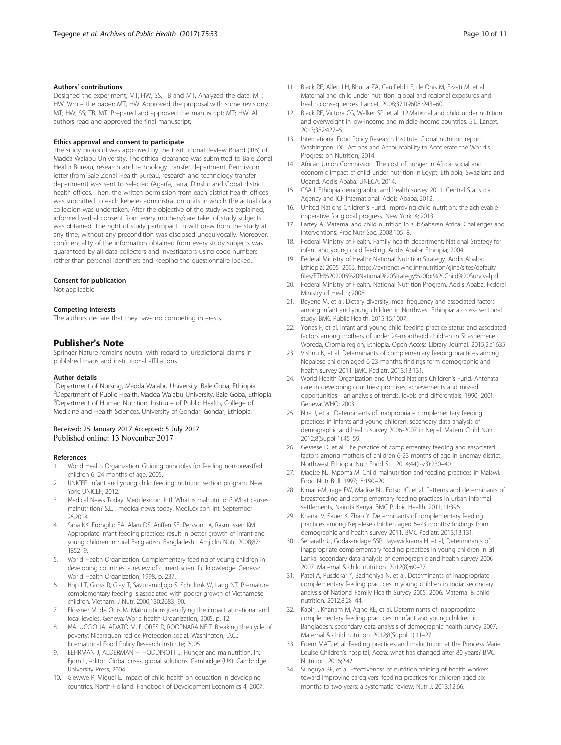#### Authors' contributions

Designed the experiment; MT, HW, SS, TB and MT. Analyzed the data; MT; HW. Wrote the paper; MT, HW. Approved the proposal with some revisions: MT; HW; SS; TB; MT. Prepared and approved the manuscript; MT; HW. All authors read and approved the final manuscript.

#### Ethics approval and consent to participate

The study protocol was approved by the Institutional Review Board (IRB) of Madda Walabu University. The ethical clearance was submitted to Bale Zonal Health Bureau, research and technology transfer department. Permission letter (from Bale Zonal Health Bureau, research and technology transfer department) was sent to selected (Agarfa, Jarra, Dinsho and Goba) district health offices. Then, the written permission from each district health offices was submitted to each kebeles administration units in which the actual data collection was undertaken. After the objective of the study was explained, informed verbal consent from every mothers/care taker of study subjects was obtained. The right of study participant to withdraw from the study at any time, without any precondition was disclosed unequivocally. Moreover, confidentiality of the information obtained from every study subjects was guaranteed by all data collectors and investigators using code numbers rather than personal identifiers and keeping the questionnaire locked.

#### Consent for publication

Not applicable.

#### Competing interests

The authors declare that they have no competing interests.

## Publisher's Note

Springer Nature remains neutral with regard to jurisdictional claims in published maps and institutional affiliations.

#### Author details

[1]Department of Nursing, Madda Walabu University, Bale Goba, Ethiopia. [2]Department of Public Health, Madda Walabu University, Bale Goba, Ethiopia. [3]Department of Human Nutrition, Institute of Public Health, College of Medicine and Health Sciences, University of Gondar, Gondar, Ethiopia.

Received: 25 January 2017 Accepted: 5 July 2017
Published online: 13 November 2017

#### References

1. World Health Organization. Guiding principles for feeding non-breastfed children 6–24 months of age. 2005.
2. UNICEF. Infant and young child feeding, nutrition section program. New York: UNICEF; 2012.
3. Medical News Today. Medi lexicon, Intl. What is malnutrition? What causes malnutrition? S.L. : medical news today. MediLexicon, Int, September 26,2014.
4. Saha KK, Frongillo EA, Alam DS, Ariffen SE, Persson LA, Rasmussen KM. Appropriate infant feeding practices result in better growth of infant and young children in rural Bangladish. Bangladesh : Amj clin Nutr. 2008;87: 1852–9.
5. World Health Organization. Complementary feeding of young children in developing countries: a review of current scientific knowledge. Geneva: World Health Organization; 1998. p. 237.
6. Hop LT, Gross R, Giay T, Sastroamidjojo S, Schultink W, Lang NT. Premature complementary feeding is associated with poorer growth of Vietnamese children. Vietnam: J Nutr. 2000;130:2683–90.
7. Blössner M, de Onis M. Malnutrition:quantifying the impact at national and local leveles. Geneva: World health Organization; 2005. p. 12.
8. MALUCCIO JA, ADATO M, FLORES R, ROOPNARAINE T. Breaking the cycle of poverty: Nicaraguan red de Protección social. Washington, D.C.: International Food Policy Research Institute; 2005.
9. BEHRMAN J, ALDERMAN H, HODDINOTT J. Hunger and malnutrition. In: Bjorn L, editor. Global crises, global solutions. Cambridge (UK): Cambridge University Press; 2004.
10. Glewwe P, Miguel E. Impact of child health on education in developing countries. North-Holland: Handbook of Development Economics 4; 2007.
11. Black RE, Allen LH, Bhutta ZA, Caulfield LE, de Onis M, Ezzati M, et al. Maternal and child under nutrition: global and regional exposures and health consequences. Lancet. 2008;371(9608):243–60.
12. Black RE, Victora CG, Walker SP, et al. 12.Maternal and child under nutrition and overweight in low-income and middle-income countries. S.L. Lancet. 2013;382:427–51.
13. International Food Policy Research Institute. Global nutrition report. Washington, DC: Actions and Accountability to Accelerate the World's Progress on Nutrition; 2014.
14. African Union Commission. The cost of hunger in Africa: social and economic impact of child under nutrition in Egypt, Ethiopia, Swaziland and Ugand. Addis Ababa: UNECA; 2014.
15. CSA I. Ethiopia demographic and health survey 2011. Central Statistical Agency and ICF International: Addis Ababa; 2012.
16. United Nations Children's Fund. Improving child nutrition: the achievable imperative for global progress. New York: 4; 2013.
17. Lartey A. Maternal and child nutrition in sub-Saharan Africa. Challenges and interventions: Proc Nutr Soc. 2008:105–8.
18. Federal Ministry of Health. Family health department: National Strategy for infant and young child feeding. Addis Ababa: Ethiopia; 2004.
19. Federal Ministry of Health: National Nutrition Strategy. Addis Ababa; Ethiopia: 2005–2006. https://extranet.who.int/nutrition/gina/sites/default/files/ETH%202005%20National%20Strategy%20for%20Child%20Survival.pd.
20. Federal Ministry of Health. National Nutrition Program. Addis Ababa: Federal Ministry of Health; 2008.
21. Beyene M, et al. Dietary diversity, meal frequency and associated factors among infant and young children in Northwest Ethiopia: a cross- sectional study. BMC Public Health. 2015;15:1007.
22. Yonas F, et al. Infant and young child feeding practice status and associated factors among mothers of under 24-month-old children in Shashemene Woreda, Oromia region, Ethiopia. Open Access Library Journal. 2015;2:e1635.
23. Vishnu K, et al. Determinants of complementary feeding practices among Nepalese children aged 6-23 months: findings form demographic and health survey 2011. BMC Pediatr. 2013;13:131.
24. World Health Organization and United Nations Children's Fund. Antenatal care in developing countries: promises, achievements and missed opportunities—an analysis of trends, levels and differentials, 1990–2001. Geneva: WHO; 2003.
25. Nira J, et al. Determinants of inappropriate complementary feeding practices in infants and young children: secondary data analysis of demographic and health survey 2006-2007 in Nepal. Matern Child Nutr. 2012;8(Suppl 1):45–59.
26. Gessese D, et al. The practice of complementary feeding and associated factors among mothers of children 6-23 months of age in Enemay district, Northwest Ethiopia. Nutr Food Sci. 2014;44(Iss:3):230–40.
27. Madise NJ, Mpoma M. Child malnutrition and feeding practices in Malawi. Food Nutr Bull. 1997;18:190–201.
28. Kimani-Murage EW, Madise NJ, Fotso JC, et al. Patterns and determinants of breastfeeding and complementary feeding practices in urban informal settlements, Nairobi Kenya. BMC Public Health. 2011;11:396.
29. Khanal V, Sauer K, Zhao Y. Determinants of complementary feeding practices among Nepalese children aged 6–23 months: findings from demographic and health survey 2011. BMC Pediatr. 2013;13:131.
30. Senarath U, Godakandage SSP, Jayawickrama H. et al, Determinants of inappropriate complementary feeding practices in young children in Sri Lanka: secondary data analysis of demographic and health survey 2006–2007. Maternal & child nutrition. 2012(8):60–77.
31. Patel A, Pusdekar Y, Badhoniya N, et al. Determinants of inappropriate complementary feeding practices in young children in India: secondary analysis of National Family Health Survey 2005–2006. Maternal & child nutrition. 2012;8:28–44.
32. Kabir I, Khanam M, Agho KE, et al. Determinants of inappropriate complementary feeding practices in infant and young children in Bangladesh: secondary data analysis of demographic health survey 2007. Maternal & child nutrition. 2012;8(Suppl 1):11–27.
33. Edem MAT, et al. Feeding practices and malnutrition at the Princess Marie Louise Children's hospital, Accra: what has changed after 80 years? BMC Nutrition. 2016;2:42.
34. Sunguya BF, et al. Effectiveness of nutrition training of health workers toward improving caregivers' feeding practices for children aged six months to two years: a systematic review. Nutr J. 2013;12:66.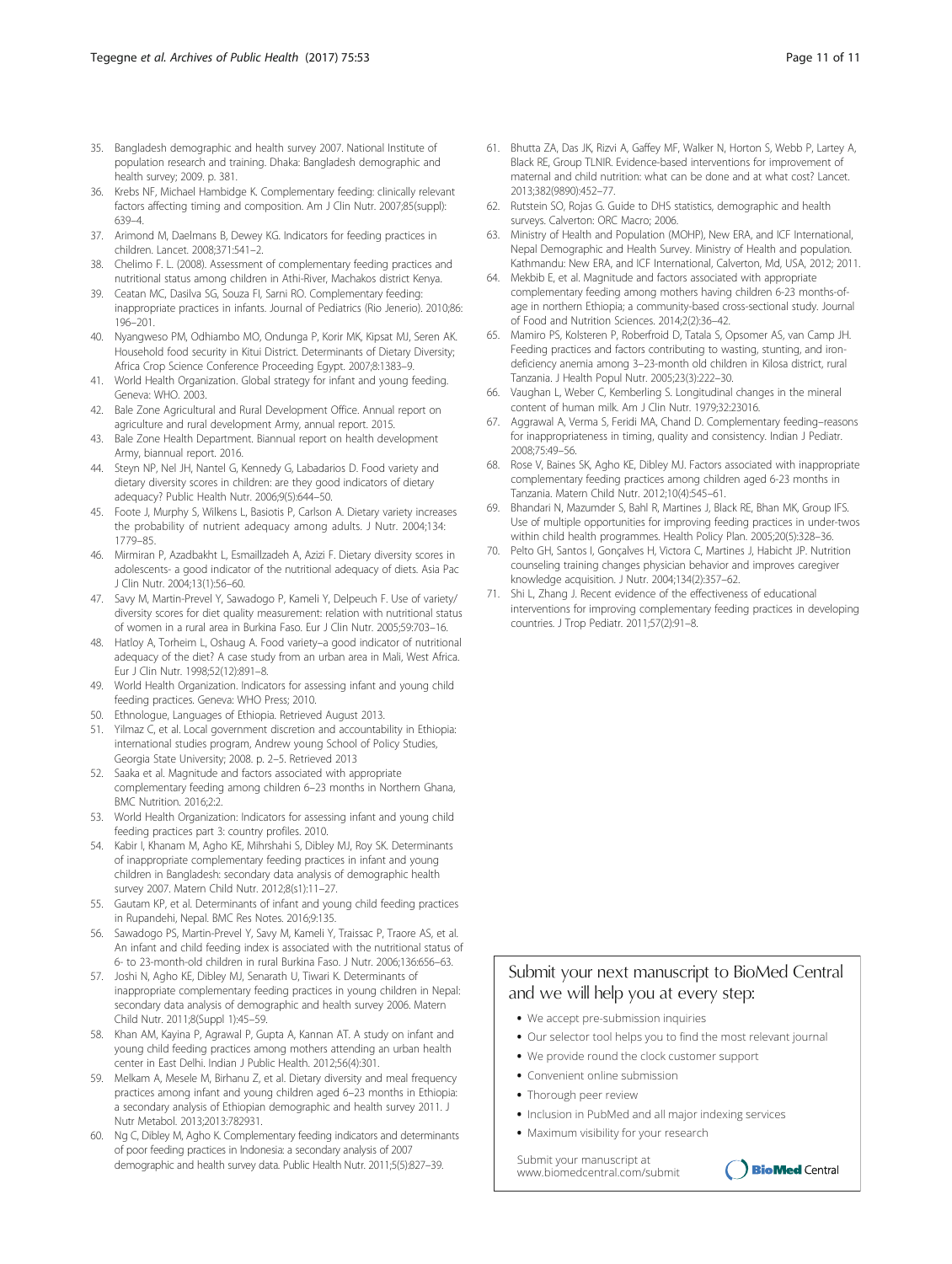35. Bangladesh demographic and health survey 2007. National Institute of population research and training. Dhaka: Bangladesh demographic and health survey; 2009. p. 381.
36. Krebs NF, Michael Hambidge K. Complementary feeding: clinically relevant factors affecting timing and composition. Am J Clin Nutr. 2007;85(suppl): 639–4.
37. Arimond M, Daelmans B, Dewey KG. Indicators for feeding practices in children. Lancet. 2008;371:541–2.
38. Chelimo F. L. (2008). Assessment of complementary feeding practices and nutritional status among children in Athi-River, Machakos district Kenya.
39. Ceatan MC, Dasilva SG, Souza FI, Sarni RO. Complementary feeding: inappropriate practices in infants. Journal of Pediatrics (Rio Jenerio). 2010;86: 196–201.
40. Nyangweso PM, Odhiambo MO, Odunga P, Korir MK, Kipsat MJ, Seren AK. Household food security in Kitui District. Determinants of Dietary Diversity; Africa Crop Science Conference Proceeding Egypt. 2007;8:1383–9.
41. World Health Organization. Global strategy for infant and young feeding. Geneva: WHO. 2003.
42. Bale Zone Agricultural and Rural Development Office. Annual report on agriculture and rural development Army, annual report. 2015.
43. Bale Zone Health Department. Biannual report on health development Army, biannual report. 2016.
44. Steyn NP, Nel JH, Nantel G, Kennedy G, Labadarios D. Food variety and dietary diversity scores in children: are they good indicators of dietary adequacy? Public Health Nutr. 2006;9(5):644–50.
45. Foote J, Murphy S, Wilkens L, Basiotis P, Carlson A. Dietary variety increases the probability of nutrient adequacy among adults. J Nutr. 2004;134: 1779–85.
46. Mirmiran P, Azadbakht L, Esmaillzadeh A, Azizi F. Dietary diversity scores in adolescents- a good indicator of the nutritional adequacy of diets. Asia Pac J Clin Nutr. 2004;13(1):56–60.
47. Savy M, Martin-Prevel Y, Sawadogo P, Kameli Y, Delpeuch F. Use of variety/ diversity scores for diet quality measurement: relation with nutritional status of women in a rural area in Burkina Faso. Eur J Clin Nutr. 2005;59:703–16.
48. Hatloy A, Torheim L, Oshaug A. Food variety–a good indicator of nutritional adequacy of the diet? A case study from an urban area in Mali, West Africa. Eur J Clin Nutr. 1998;52(12):891–8.
49. World Health Organization. Indicators for assessing infant and young child feeding practices. Geneva: WHO Press; 2010.
50. Ethnologue, Languages of Ethiopia. Retrieved August 2013.
51. Yilmaz C, et al. Local government discretion and accountability in Ethiopia: international studies program, Andrew young School of Policy Studies, Georgia State University; 2008. p. 2–5. Retrieved 2013
52. Saaka et al. Magnitude and factors associated with appropriate complementary feeding among children 6–23 months in Northern Ghana, BMC Nutrition. 2016;2:2.
53. World Health Organization: Indicators for assessing infant and young child feeding practices part 3: country profiles. 2010.
54. Kabir I, Khanam M, Agho KE, Mihrshahi S, Dibley MJ, Roy SK. Determinants of inappropriate complementary feeding practices in infant and young children in Bangladesh: secondary data analysis of demographic health survey 2007. Matern Child Nutr. 2012;8(s1):11–27.
55. Gautam KP, et al. Determinants of infant and young child feeding practices in Rupandehi, Nepal. BMC Res Notes. 2016;9:135.
56. Sawadogo PS, Martin-Prevel Y, Savy M, Kameli Y, Traissac P, Traore AS, et al. An infant and child feeding index is associated with the nutritional status of 6- to 23-month-old children in rural Burkina Faso. J Nutr. 2006;136:656–63.
57. Joshi N, Agho KE, Dibley MJ, Senarath U, Tiwari K. Determinants of inappropriate complementary feeding practices in young children in Nepal: secondary data analysis of demographic and health survey 2006. Matern Child Nutr. 2011;8(Suppl 1):45–59.
58. Khan AM, Kayina P, Agrawal P, Gupta A, Kannan AT. A study on infant and young child feeding practices among mothers attending an urban health center in East Delhi. Indian J Public Health. 2012;56(4):301.
59. Melkam A, Mesele M, Birhanu Z, et al. Dietary diversity and meal frequency practices among infant and young children aged 6–23 months in Ethiopia: a secondary analysis of Ethiopian demographic and health survey 2011. J Nutr Metabol. 2013;2013:782931.
60. Ng C, Dibley M, Agho K. Complementary feeding indicators and determinants of poor feeding practices in Indonesia: a secondary analysis of 2007 demographic and health survey data. Public Health Nutr. 2011;5(5):827–39.
61. Bhutta ZA, Das JK, Rizvi A, Gaffey MF, Walker N, Horton S, Webb P, Lartey A, Black RE, Group TLNIR. Evidence-based interventions for improvement of maternal and child nutrition: what can be done and at what cost? Lancet. 2013;382(9890):452–77.
62. Rutstein SO, Rojas G. Guide to DHS statistics, demographic and health surveys. Calverton: ORC Macro; 2006.
63. Ministry of Health and Population (MOHP), New ERA, and ICF International, Nepal Demographic and Health Survey. Ministry of Health and population. Kathmandu: New ERA, and ICF International, Calverton, Md, USA, 2012; 2011.
64. Mekbib E, et al. Magnitude and factors associated with appropriate complementary feeding among mothers having children 6-23 months-of-age in northern Ethiopia; a community-based cross-sectional study. Journal of Food and Nutrition Sciences. 2014;2(2):36–42.
65. Mamiro PS, Kolsteren P, Roberfroid D, Tatala S, Opsomer AS, van Camp JH. Feeding practices and factors contributing to wasting, stunting, and iron-deficiency anemia among 3–23-month old children in Kilosa district, rural Tanzania. J Health Popul Nutr. 2005;23(3):222–30.
66. Vaughan L, Weber C, Kemberling S. Longitudinal changes in the mineral content of human milk. Am J Clin Nutr. 1979;32:23016.
67. Aggrawal A, Verma S, Feridi MA, Chand D. Complementary feeding–reasons for inappropriateness in timing, quality and consistency. Indian J Pediatr. 2008;75:49–56.
68. Rose V, Baines SK, Agho KE, Dibley MJ. Factors associated with inappropriate complementary feeding practices among children aged 6-23 months in Tanzania. Matern Child Nutr. 2012;10(4):545–61.
69. Bhandari N, Mazumder S, Bahl R, Martines J, Black RE, Bhan MK, Group IFS. Use of multiple opportunities for improving feeding practices in under-twos within child health programmes. Health Policy Plan. 2005;20(5):328–36.
70. Pelto GH, Santos I, Gonçalves H, Victora C, Martines J, Habicht JP. Nutrition counseling training changes physician behavior and improves caregiver knowledge acquisition. J Nutr. 2004;134(2):357–62.
71. Shi L, Zhang J. Recent evidence of the effectiveness of educational interventions for improving complementary feeding practices in developing countries. J Trop Pediatr. 2011;57(2):91–8.

Submit your next manuscript to BioMed Central and we will help you at every step:

- We accept pre-submission inquiries
- Our selector tool helps you to find the most relevant journal
- We provide round the clock customer support
- Convenient online submission
- Thorough peer review
- Inclusion in PubMed and all major indexing services
- Maximum visibility for your research

Submit your manuscript at
www.biomedcentral.com/submit

BioMed Central